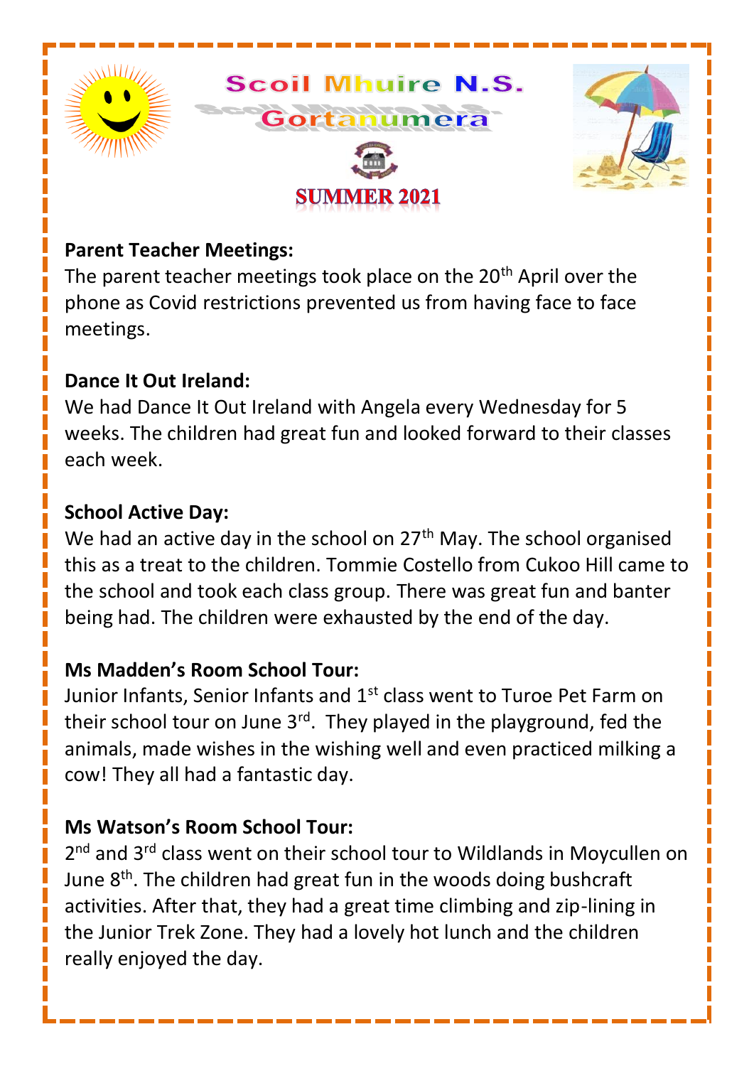# Scoil Mhuire N.S.

## Gortanumera

## SUMMER 2021

**Parent Teacher Meetings:**

The parent teacher meetings took place on the 20th April over the phone as Covid restrictions prevented us from having face to face meetings.

**Dance It Out Ireland:**

We had Dance It Out Ireland with Angela every Wednesday for 5 weeks. The children had great fun and looked forward to their classes each week.

**School Active Day:**

We had an active day in the school on 27th May. The school organised this as a treat to the children. Tommie Costello from Cukoo Hill came to the school and took each class group. There was great fun and banter being had. The children were exhausted by the end of the day.

**Ms Madden's Room School Tour:**

Junior Infants, Senior Infants and 1st class went to Turoe Pet Farm on their school tour on June 3rd. They played in the playground, fed the animals, made wishes in the wishing well and even practiced milking a cow! They all had a fantastic day.

**Ms Watson's Room School Tour:**

2nd and 3rd class went on their school tour to Wildlands in Moycullen on June 8th. The children had great fun in the woods doing bushcraft activities. After that, they had a great time climbing and zip-lining in the Junior Trek Zone. They had a lovely hot lunch and the children really enjoyed the day.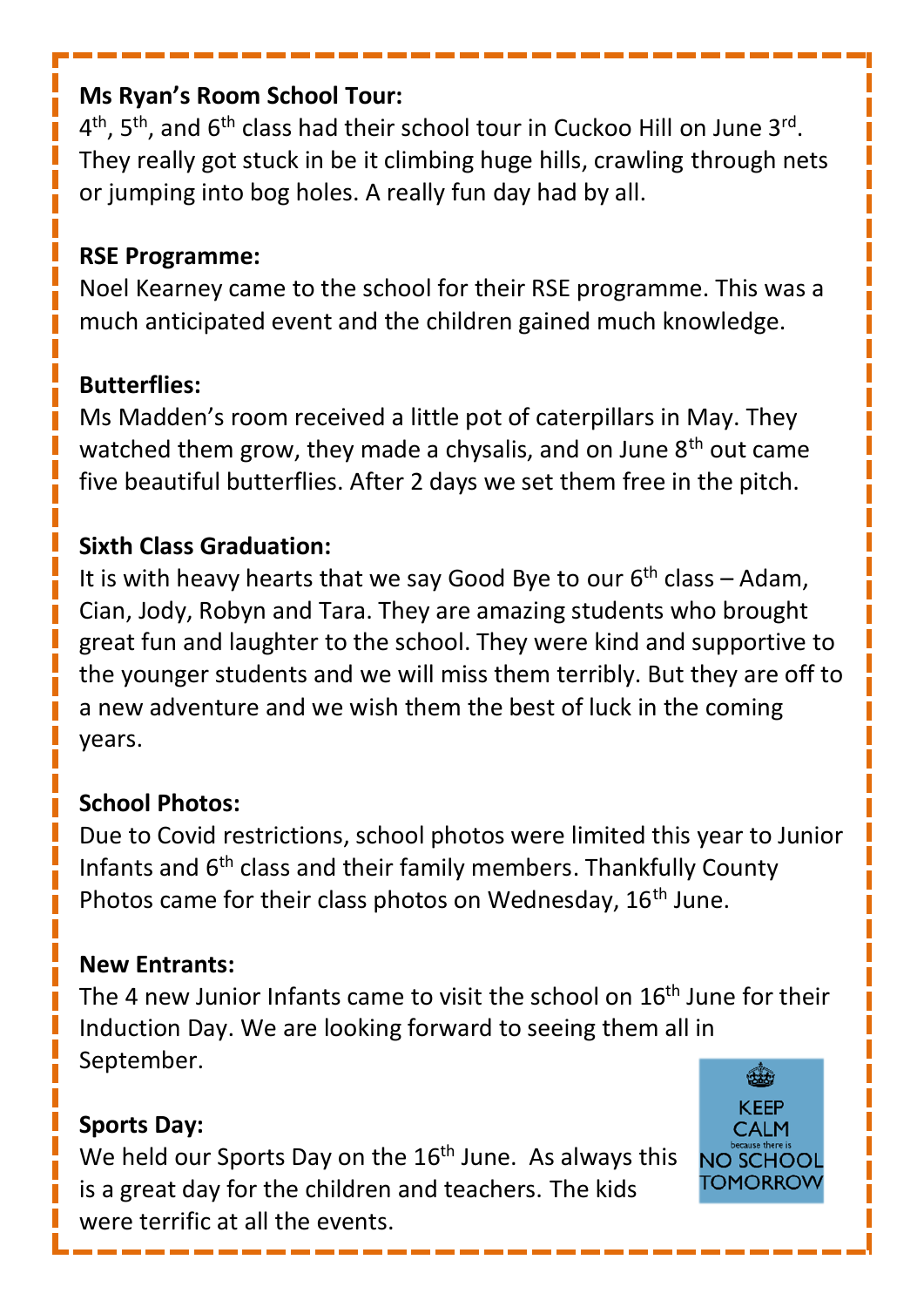**Ms Ryan's Room School Tour:**

4th, 5th, and 6th class had their school tour in Cuckoo Hill on June 3rd. They really got stuck in be it climbing huge hills, crawling through nets or jumping into bog holes. A really fun day had by all.

**RSE Programme:**

Noel Kearney came to the school for their RSE programme. This was a much anticipated event and the children gained much knowledge.

**Butterflies:**

Ms Madden's room received a little pot of caterpillars in May. They watched them grow, they made a chysalis, and on June 8th out came five beautiful butterflies. After 2 days we set them free in the pitch.

**Sixth Class Graduation:**

It is with heavy hearts that we say Good Bye to our 6th class – Adam, Cian, Jody, Robyn and Tara. They are amazing students who brought great fun and laughter to the school. They were kind and supportive to the younger students and we will miss them terribly. But they are off to a new adventure and we wish them the best of luck in the coming years.

**School Photos:**

Due to Covid restrictions, school photos were limited this year to Junior Infants and 6th class and their family members. Thankfully County Photos came for their class photos on Wednesday, 16th June.

**New Entrants:**

The 4 new Junior Infants came to visit the school on 16th June for their Induction Day. We are looking forward to seeing them all in September.

**Sports Day:**

We held our Sports Day on the 16th June. As always this is a great day for the children and teachers. The kids were terrific at all the events.

KEEP CALM because there is NO SCHOOL TOMORROW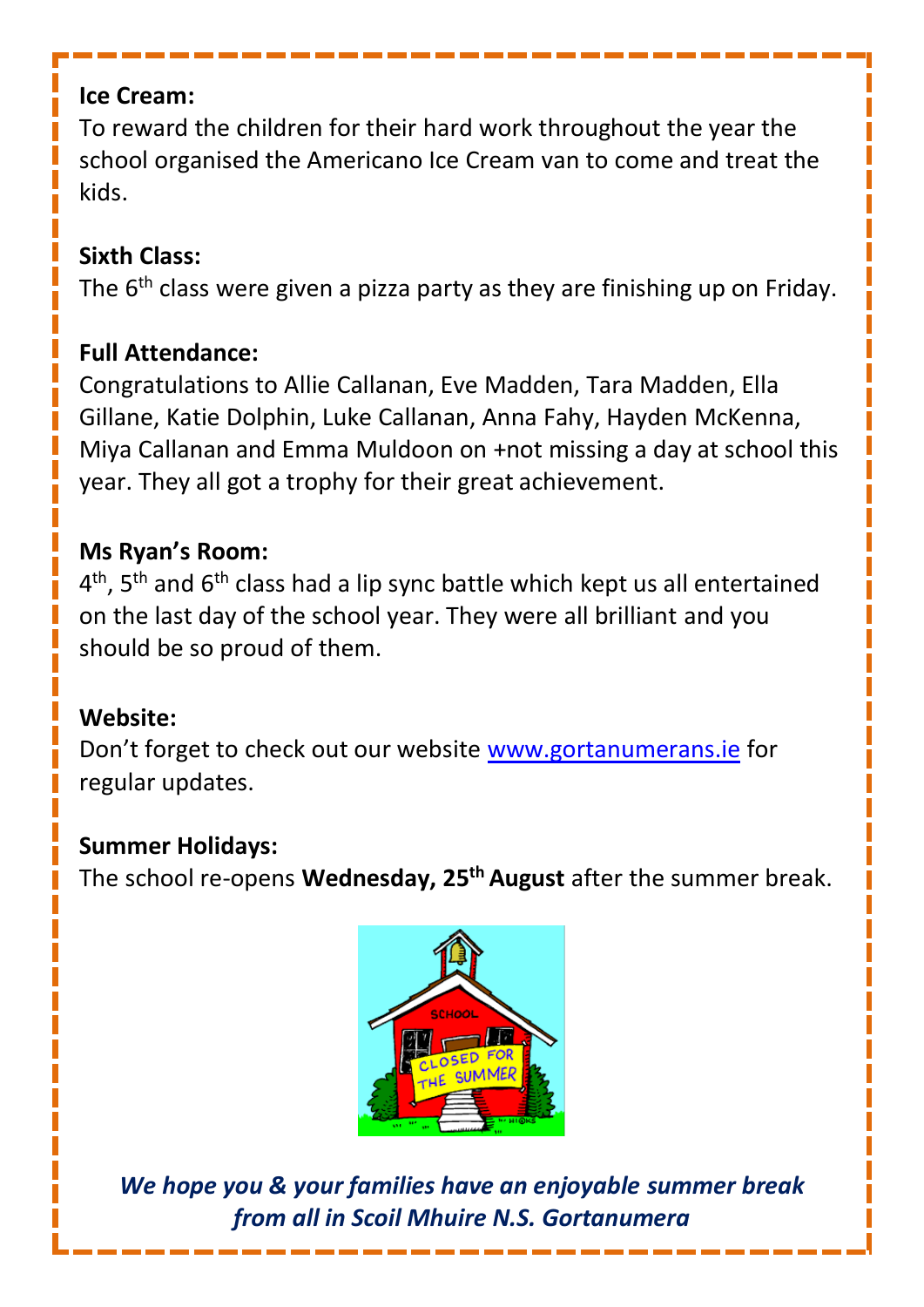**Ice Cream:**
To reward the children for their hard work throughout the year the school organised the Americano Ice Cream van to come and treat the kids.

**Sixth Class:**
The 6th class were given a pizza party as they are finishing up on Friday.

**Full Attendance:**
Congratulations to Allie Callanan, Eve Madden, Tara Madden, Ella Gillane, Katie Dolphin, Luke Callanan, Anna Fahy, Hayden McKenna, Miya Callanan and Emma Muldoon on +not missing a day at school this year. They all got a trophy for their great achievement.

**Ms Ryan's Room:**
4th, 5th and 6th class had a lip sync battle which kept us all entertained on the last day of the school year. They were all brilliant and you should be so proud of them.

**Website:**
Don't forget to check out our website [www.gortanumerans.ie](http://www.gortanumerans.ie) for regular updates.

**Summer Holidays:**
The school re-opens **Wednesday, 25th August** after the summer break.

***We hope you & your families have an enjoyable summer break from all in Scoil Mhuire N.S. Gortanumera***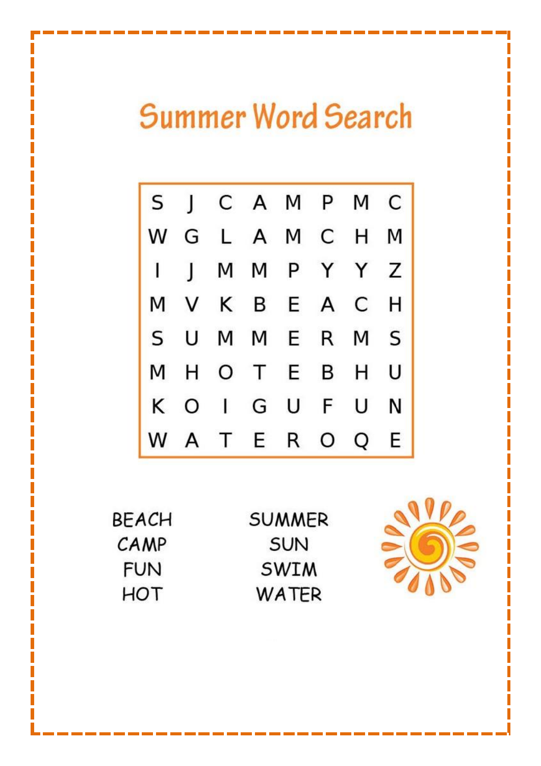# Summer Word Search

| | | | | | | | |
|---|---|---|---|---|---|---|---|
| S | J | C | A | M | P | M | C |
| W | G | L | A | M | C | H | M |
| I | J | M | M | P | Y | Y | Z |
| M | V | K | B | E | A | C | H |
| S | U | M | M | E | R | M | S |
| M | H | O | T | E | B | H | U |
| K | O | I | G | U | F | U | N |
| W | A | T | E | R | O | Q | E |

BEACH
CAMP
FUN
HOT

SUMMER
SUN
SWIM
WATER